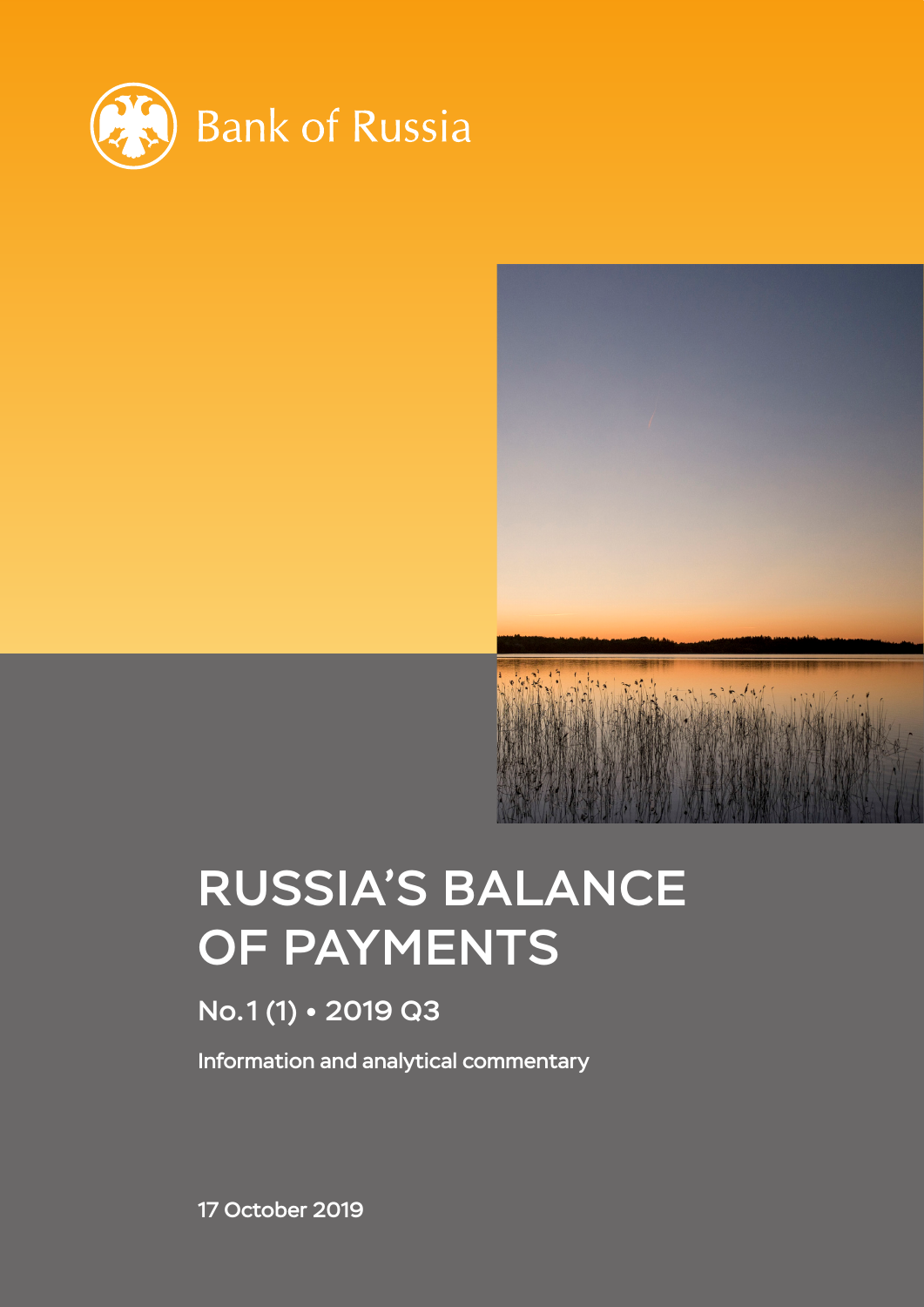Bank of Russia

# RUSSIA'S BALANCE OF PAYMENTS

## No. 1 (1) • 2019 Q3

Information and analytical commentary

17 October 2019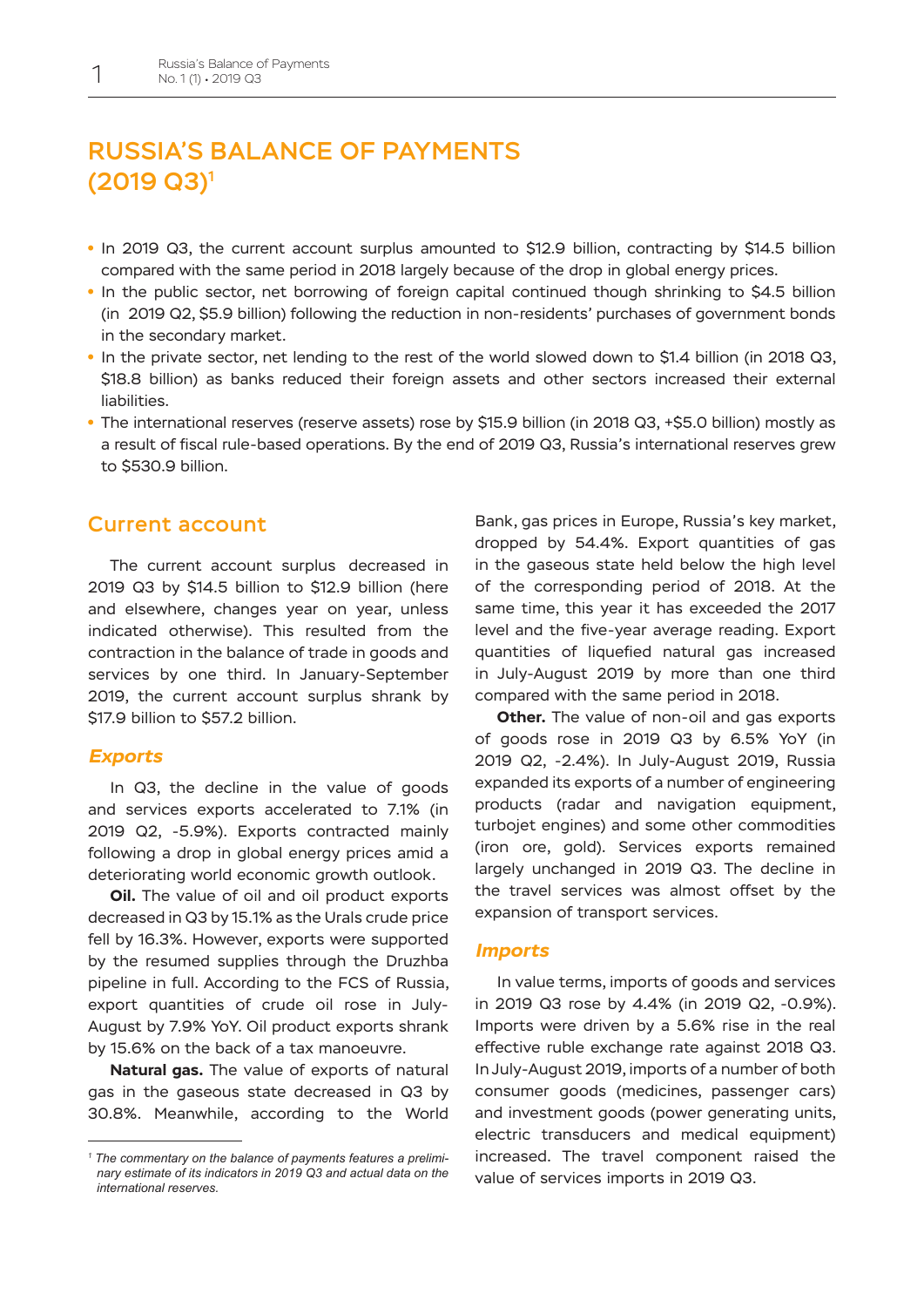# RUSSIA'S BALANCE OF PAYMENTS (2019 Q3)[1]

- In 2019 Q3, the current account surplus amounted to $12.9 billion, contracting by $14.5 billion compared with the same period in 2018 largely because of the drop in global energy prices.
- In the public sector, net borrowing of foreign capital continued though shrinking to $4.5 billion (in 2019 Q2, $5.9 billion) following the reduction in non-residents' purchases of government bonds in the secondary market.
- In the private sector, net lending to the rest of the world slowed down to $1.4 billion (in 2018 Q3, $18.8 billion) as banks reduced their foreign assets and other sectors increased their external liabilities.
- The international reserves (reserve assets) rose by $15.9 billion (in 2018 Q3, +$5.0 billion) mostly as a result of fiscal rule-based operations. By the end of 2019 Q3, Russia's international reserves grew to $530.9 billion.

## Current account

The current account surplus decreased in 2019 Q3 by $14.5 billion to $12.9 billion (here and elsewhere, changes year on year, unless indicated otherwise). This resulted from the contraction in the balance of trade in goods and services by one third. In January-September 2019, the current account surplus shrank by $17.9 billion to $57.2 billion.

### *Exports*

In Q3, the decline in the value of goods and services exports accelerated to 7.1% (in 2019 Q2, -5.9%). Exports contracted mainly following a drop in global energy prices amid a deteriorating world economic growth outlook.

**Oil.** The value of oil and oil product exports decreased in Q3 by 15.1% as the Urals crude price fell by 16.3%. However, exports were supported by the resumed supplies through the Druzhba pipeline in full. According to the FCS of Russia, export quantities of crude oil rose in July-August by 7.9% YoY. Oil product exports shrank by 15.6% on the back of a tax manoeuvre.

**Natural gas.** The value of exports of natural gas in the gaseous state decreased in Q3 by 30.8%. Meanwhile, according to the World Bank, gas prices in Europe, Russia's key market, dropped by 54.4%. Export quantities of gas in the gaseous state held below the high level of the corresponding period of 2018. At the same time, this year it has exceeded the 2017 level and the five-year average reading. Export quantities of liquefied natural gas increased in July-August 2019 by more than one third compared with the same period in 2018.

**Other.** The value of non-oil and gas exports of goods rose in 2019 Q3 by 6.5% YoY (in 2019 Q2, -2.4%). In July-August 2019, Russia expanded its exports of a number of engineering products (radar and navigation equipment, turbojet engines) and some other commodities (iron ore, gold). Services exports remained largely unchanged in 2019 Q3. The decline in the travel services was almost offset by the expansion of transport services.

### *Imports*

In value terms, imports of goods and services in 2019 Q3 rose by 4.4% (in 2019 Q2, -0.9%). Imports were driven by a 5.6% rise in the real effective ruble exchange rate against 2018 Q3. In July-August 2019, imports of a number of both consumer goods (medicines, passenger cars) and investment goods (power generating units, electric transducers and medical equipment) increased. The travel component raised the value of services imports in 2019 Q3.

---

[1] *The commentary on the balance of payments features a preliminary estimate of its indicators in 2019 Q3 and actual data on the international reserves.*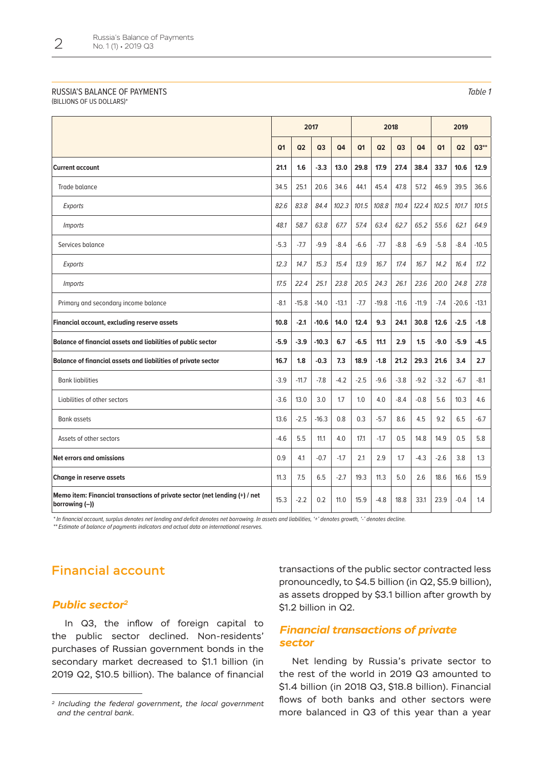RUSSIA'S BALANCE OF PAYMENTS
(BILLIONS OF US DOLLARS)*

*Table 1*

| | 2017 | | | | 2018 | | | | 2019 | | |
|---|---|---|---|---|---|---|---|---|---|---|---|
| | Q1 | Q2 | Q3 | Q4 | Q1 | Q2 | Q3 | Q4 | Q1 | Q2 | Q3** |
| **Current account** | **21.1** | **1.6** | **-3.3** | **13.0** | **29.8** | **17.9** | **27.4** | **38.4** | **33.7** | **10.6** | **12.9** |
| Trade balance | 34.5 | 25.1 | 20.6 | 34.6 | 44.1 | 45.4 | 47.8 | 57.2 | 46.9 | 39.5 | 36.6 |
| *Exports* | *82.6* | *83.8* | *84.4* | *102.3* | *101.5* | *108.8* | *110.4* | *122.4* | *102.5* | *101.7* | *101.5* |
| *Imports* | *48.1* | *58.7* | *63.8* | *67.7* | *57.4* | *63.4* | *62.7* | *65.2* | *55.6* | *62.1* | *64.9* |
| Services balance | -5.3 | -7.7 | -9.9 | -8.4 | -6.6 | -7.7 | -8.8 | -6.9 | -5.8 | -8.4 | -10.5 |
| *Exports* | *12.3* | *14.7* | *15.3* | *15.4* | *13.9* | *16.7* | *17.4* | *16.7* | *14.2* | *16.4* | *17.2* |
| *Imports* | *17.5* | *22.4* | *25.1* | *23.8* | *20.5* | *24.3* | *26.1* | *23.6* | *20.0* | *24.8* | *27.8* |
| Primary and secondary income balance | -8.1 | -15.8 | -14.0 | -13.1 | -7.7 | -19.8 | -11.6 | -11.9 | -7.4 | -20.6 | -13.1 |
| **Financial account, excluding reserve assets** | **10.8** | **-2.1** | **-10.6** | **14.0** | **12.4** | **9.3** | **24.1** | **30.8** | **12.6** | **-2.5** | **-1.8** |
| **Balance of financial assets and liabilities of public sector** | **-5.9** | **-3.9** | **-10.3** | **6.7** | **-6.5** | **11.1** | **2.9** | **1.5** | **-9.0** | **-5.9** | **-4.5** |
| **Balance of financial assets and liabilities of private sector** | **16.7** | **1.8** | **-0.3** | **7.3** | **18.9** | **-1.8** | **21.2** | **29.3** | **21.6** | **3.4** | **2.7** |
| Bank liabilities | -3.9 | -11.7 | -7.8 | -4.2 | -2.5 | -9.6 | -3.8 | -9.2 | -3.2 | -6.7 | -8.1 |
| Liabilities of other sectors | -3.6 | 13.0 | 3.0 | 1.7 | 1.0 | 4.0 | -8.4 | -0.8 | 5.6 | 10.3 | 4.6 |
| Bank assets | 13.6 | -2.5 | -16.3 | 0.8 | 0.3 | -5.7 | 8.6 | 4.5 | 9.2 | 6.5 | -6.7 |
| Assets of other sectors | -4.6 | 5.5 | 11.1 | 4.0 | 17.1 | -1.7 | 0.5 | 14.8 | 14.9 | 0.5 | 5.8 |
| **Net errors and omissions** | 0.9 | 4.1 | -0.7 | -1.7 | 2.1 | 2.9 | 1.7 | -4.3 | -2.6 | 3.8 | 1.3 |
| **Change in reserve assets** | 11.3 | 7.5 | 6.5 | -2.7 | 19.3 | 11.3 | 5.0 | 2.6 | 18.6 | 16.6 | 15.9 |
| **Memo item: Financial transactions of private sector (net lending (+) / net borrowing (–))** | 15.3 | -2.2 | 0.2 | 11.0 | 15.9 | -4.8 | 18.8 | 33.1 | 23.9 | -0.4 | 1.4 |

*\* In financial account, surplus denotes net lending and deficit denotes net borrowing. In assets and liabilities, '+' denotes growth, '-' denotes decline.*
*\*\* Estimate of balance of payments indicators and actual data on international reserves.*

## Financial account

### *Public sector*[2]

In Q3, the inflow of foreign capital to the public sector declined. Non-residents' purchases of Russian government bonds in the secondary market decreased to $1.1 billion (in 2019 Q2, $10.5 billion). The balance of financial transactions of the public sector contracted less pronouncedly, to $4.5 billion (in Q2, $5.9 billion), as assets dropped by $3.1 billion after growth by $1.2 billion in Q2.

### *Financial transactions of private sector*

Net lending by Russia's private sector to the rest of the world in 2019 Q3 amounted to $1.4 billion (in 2018 Q3, $18.8 billion). Financial flows of both banks and other sectors were more balanced in Q3 of this year than a year

*[2] Including the federal government, the local government and the central bank.*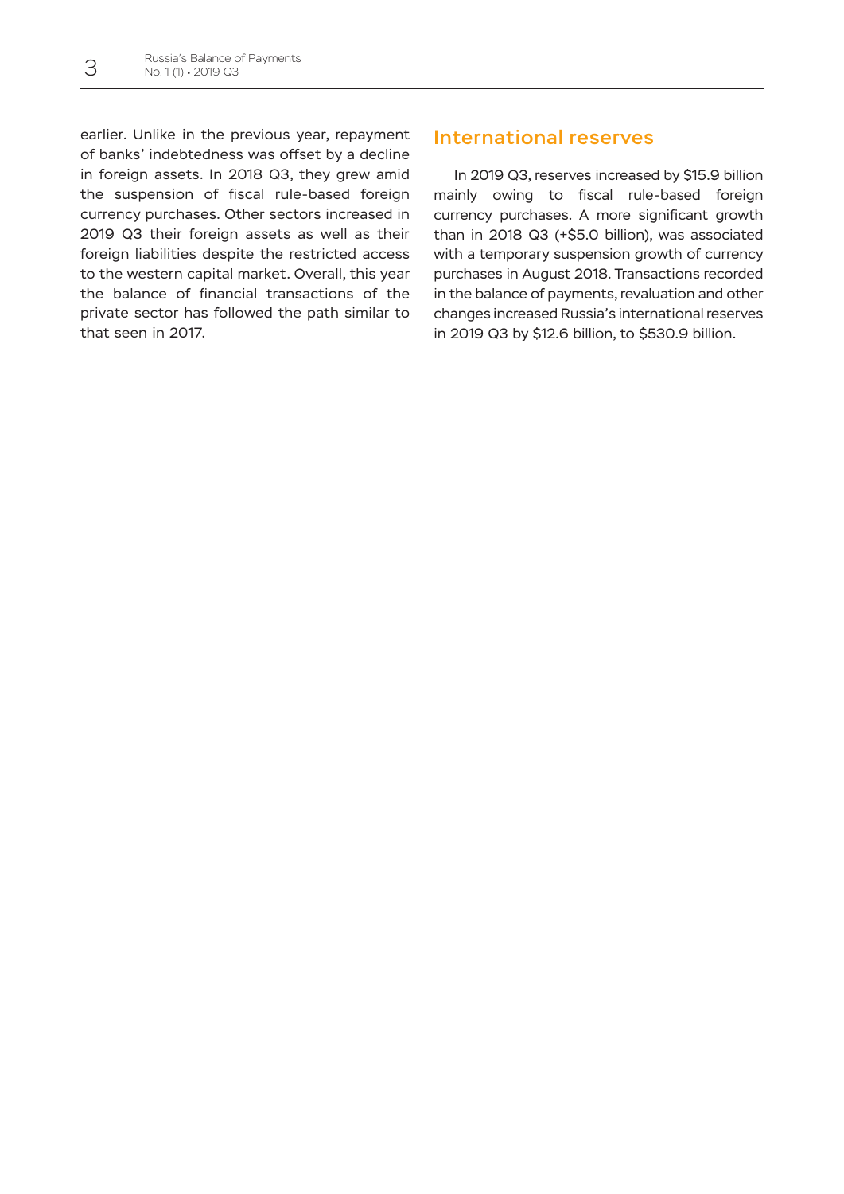earlier. Unlike in the previous year, repayment of banks' indebtedness was offset by a decline in foreign assets. In 2018 Q3, they grew amid the suspension of fiscal rule-based foreign currency purchases. Other sectors increased in 2019 Q3 their foreign assets as well as their foreign liabilities despite the restricted access to the western capital market. Overall, this year the balance of financial transactions of the private sector has followed the path similar to that seen in 2017.

## International reserves

In 2019 Q3, reserves increased by $15.9 billion mainly owing to fiscal rule-based foreign currency purchases. A more significant growth than in 2018 Q3 (+$5.0 billion), was associated with a temporary suspension growth of currency purchases in August 2018. Transactions recorded in the balance of payments, revaluation and other changes increased Russia's international reserves in 2019 Q3 by $12.6 billion, to $530.9 billion.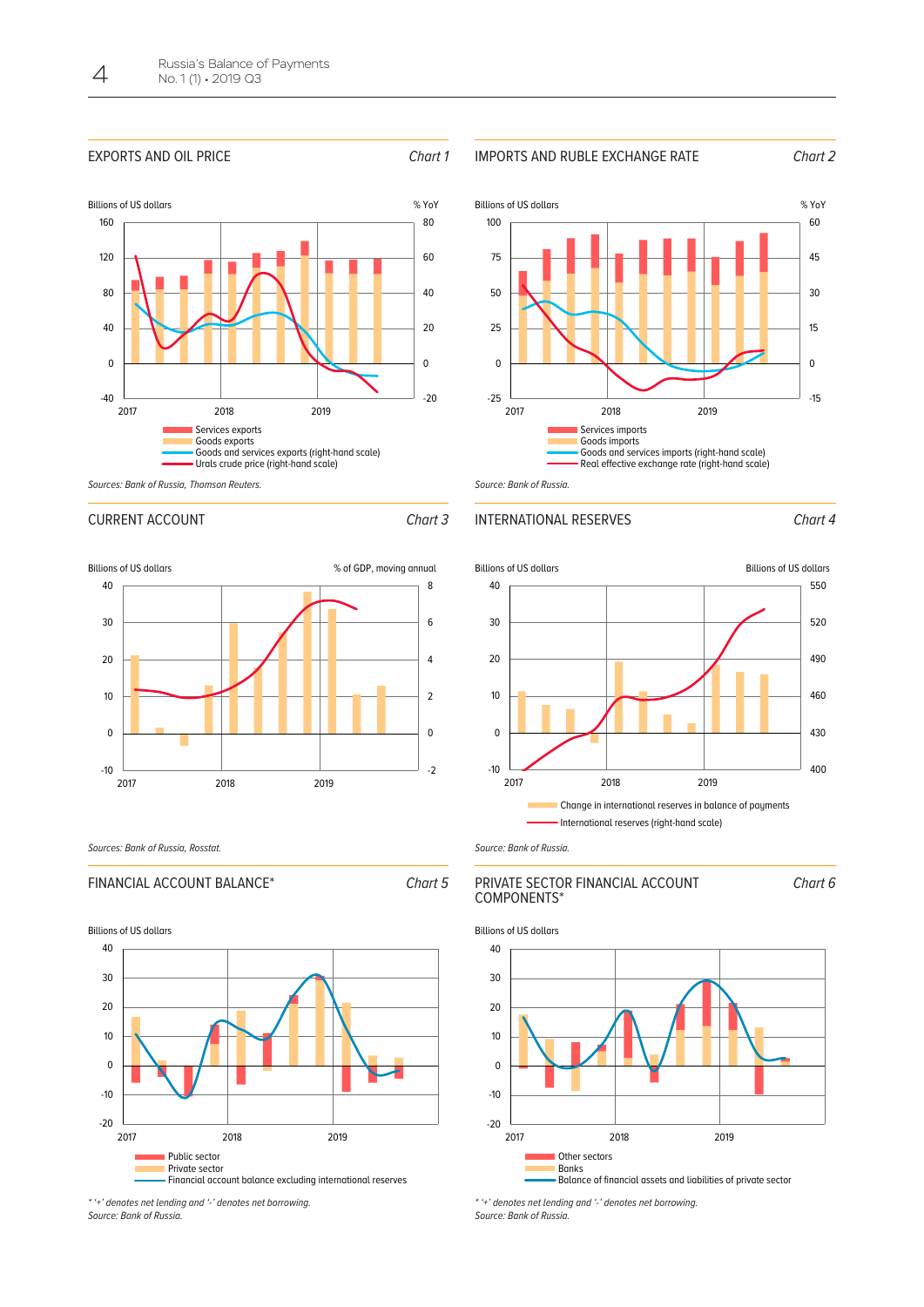## EXPORTS AND OIL PRICE

*Chart 1*

Billions of US dollars | % YoY

- Services exports
- Goods exports
- Goods and services exports (right-hand scale)
- Urals crude price (right-hand scale)

*Sources: Bank of Russia, Thomson Reuters.*

## IMPORTS AND RUBLE EXCHANGE RATE

*Chart 2*

Billions of US dollars | % YoY

- Services imports
- Goods imports
- Goods and services imports (right-hand scale)
- Real effective exchange rate (right-hand scale)

*Source: Bank of Russia.*

## CURRENT ACCOUNT

*Chart 3*

Billions of US dollars | % of GDP, moving annual

*Sources: Bank of Russia, Rosstat.*

## INTERNATIONAL RESERVES

*Chart 4*

Billions of US dollars | Billions of US dollars

- Change in international reserves in balance of payments
- International reserves (right-hand scale)

*Source: Bank of Russia.*

## FINANCIAL ACCOUNT BALANCE*

*Chart 5*

Billions of US dollars

- Public sector
- Private sector
- Financial account balance excluding international reserves

*\* '+' denotes net lending and '-' denotes net borrowing.*
*Source: Bank of Russia.*

## PRIVATE SECTOR FINANCIAL ACCOUNT COMPONENTS*

*Chart 6*

Billions of US dollars

- Other sectors
- Banks
- Balance of financial assets and liabilities of private sector

*\* '+' denotes net lending and '-' denotes net borrowing.*
*Source: Bank of Russia.*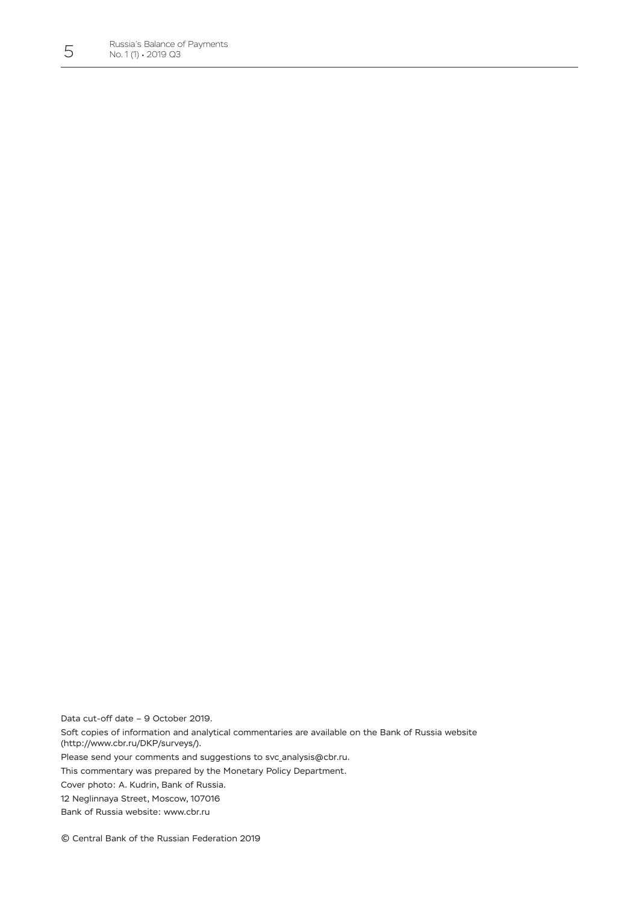Data cut-off date – 9 October 2019.

Soft copies of information and analytical commentaries are available on the Bank of Russia website (http://www.cbr.ru/DKP/surveys/).

Please send your comments and suggestions to svc_analysis@cbr.ru.

This commentary was prepared by the Monetary Policy Department.

Cover photo: A. Kudrin, Bank of Russia.

12 Neglinnaya Street, Moscow, 107016

Bank of Russia website: www.cbr.ru

© Central Bank of the Russian Federation 2019